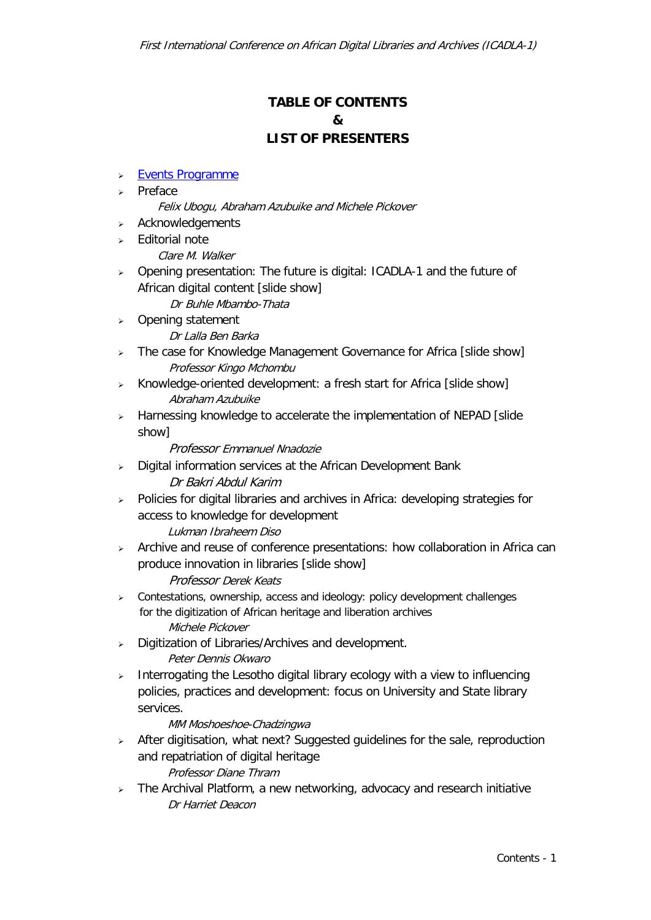# TABLE OF CONTENTS
# &
# LIST OF PRESENTERS

- [Events Programme]
- Preface
  *Felix Ubogu, Abraham Azubuike and Michele Pickover*
- Acknowledgements
- Editorial note
  *Clare M. Walker*
- Opening presentation: The future is digital: ICADLA-1 and the future of African digital content [slide show]
  *Dr Buhle Mbambo-Thata*
- Opening statement
  *Dr Lalla Ben Barka*
- The case for Knowledge Management Governance for Africa [slide show]
  *Professor Kingo Mchombu*
- Knowledge-oriented development: a fresh start for Africa [slide show]
  *Abraham Azubuike*
- Harnessing knowledge to accelerate the implementation of NEPAD [slide show]
  *Professor Emmanuel Nnadozie*
- Digital information services at the African Development Bank
  *Dr Bakri Abdul Karim*
- Policies for digital libraries and archives in Africa: developing strategies for access to knowledge for development
  *Lukman Ibraheem Diso*
- Archive and reuse of conference presentations: how collaboration in Africa can produce innovation in libraries [slide show]
  *Professor Derek Keats*
- Contestations, ownership, access and ideology: policy development challenges for the digitization of African heritage and liberation archives
  *Michele Pickover*
- Digitization of Libraries/Archives and development.
  *Peter Dennis Okwaro*
- Interrogating the Lesotho digital library ecology with a view to influencing policies, practices and development: focus on University and State library services.
  *MM Moshoeshoe-Chadzingwa*
- After digitisation, what next? Suggested guidelines for the sale, reproduction and repatriation of digital heritage
  *Professor Diane Thram*
- The Archival Platform, a new networking, advocacy and research initiative
  *Dr Harriet Deacon*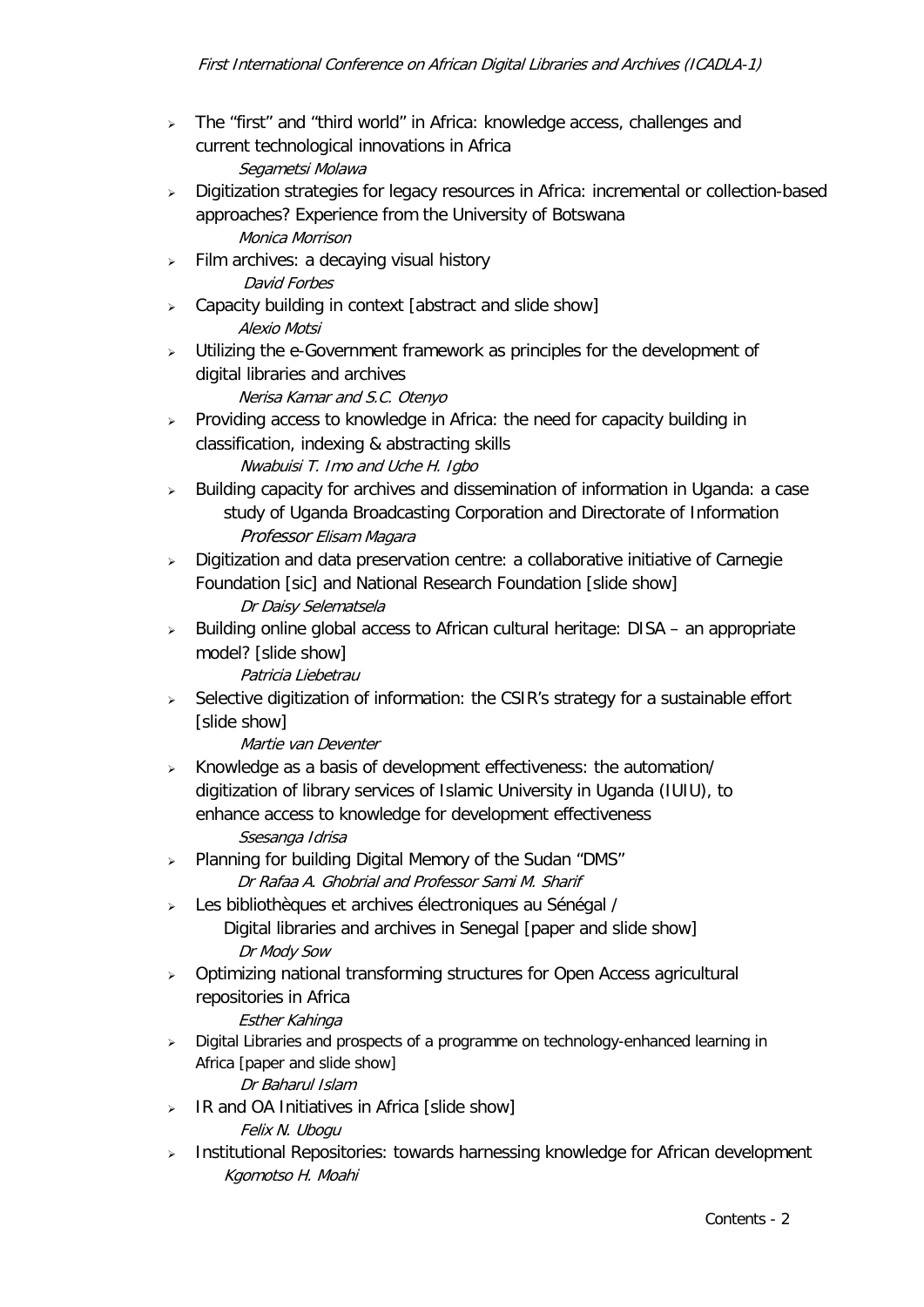- The "first" and "third world" in Africa: knowledge access, challenges and current technological innovations in Africa
  *Segametsi Molawa*
- Digitization strategies for legacy resources in Africa: incremental or collection-based approaches? Experience from the University of Botswana
  *Monica Morrison*
- Film archives: a decaying visual history
  *David Forbes*
- Capacity building in context [abstract and slide show]
  *Alexio Motsi*
- Utilizing the e-Government framework as principles for the development of digital libraries and archives
  *Nerisa Kamar and S.C. Otenyo*
- Providing access to knowledge in Africa: the need for capacity building in classification, indexing & abstracting skills
  *Nwabuisi T. Imo and Uche H. Igbo*
- Building capacity for archives and dissemination of information in Uganda: a case study of Uganda Broadcasting Corporation and Directorate of Information
  *Professor Elisam Magara*
- Digitization and data preservation centre: a collaborative initiative of Carnegie Foundation [sic] and National Research Foundation [slide show]
  *Dr Daisy Selematsela*
- Building online global access to African cultural heritage: DISA – an appropriate model? [slide show]
  *Patricia Liebetrau*
- Selective digitization of information: the CSIR's strategy for a sustainable effort [slide show]
  *Martie van Deventer*
- Knowledge as a basis of development effectiveness: the automation/ digitization of library services of Islamic University in Uganda (IUIU), to enhance access to knowledge for development effectiveness
  *Ssesanga Idrisa*
- Planning for building Digital Memory of the Sudan "DMS"
  *Dr Rafaa A. Ghobrial and Professor Sami M. Sharif*
- Les bibliothèques et archives électroniques au Sénégal / Digital libraries and archives in Senegal [paper and slide show]
  *Dr Mody Sow*
- Optimizing national transforming structures for Open Access agricultural repositories in Africa
  *Esther Kahinga*
- Digital Libraries and prospects of a programme on technology-enhanced learning in Africa [paper and slide show]
  *Dr Baharul Islam*
- IR and OA Initiatives in Africa [slide show]
  *Felix N. Ubogu*
- Institutional Repositories: towards harnessing knowledge for African development
  *Kgomotso H. Moahi*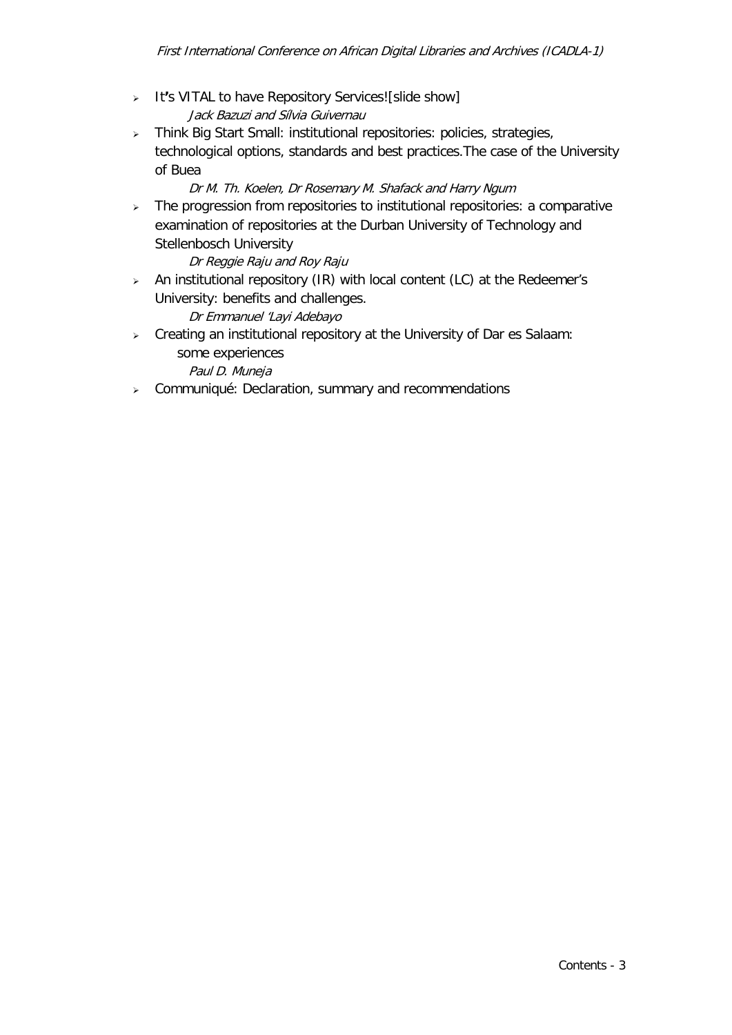- It's VITAL to have Repository Services![slide show]
  *Jack Bazuzi and Sílvia Guivernau*
- Think Big Start Small: institutional repositories: policies, strategies, technological options, standards and best practices.The case of the University of Buea
  *Dr M. Th. Koelen, Dr Rosemary M. Shafack and Harry Ngum*
- The progression from repositories to institutional repositories: a comparative examination of repositories at the Durban University of Technology and Stellenbosch University
  *Dr Reggie Raju and Roy Raju*
- An institutional repository (IR) with local content (LC) at the Redeemer's University: benefits and challenges.
  *Dr Emmanuel 'Layi Adebayo*
- Creating an institutional repository at the University of Dar es Salaam: some experiences
  *Paul D. Muneja*
- Communiqué: Declaration, summary and recommendations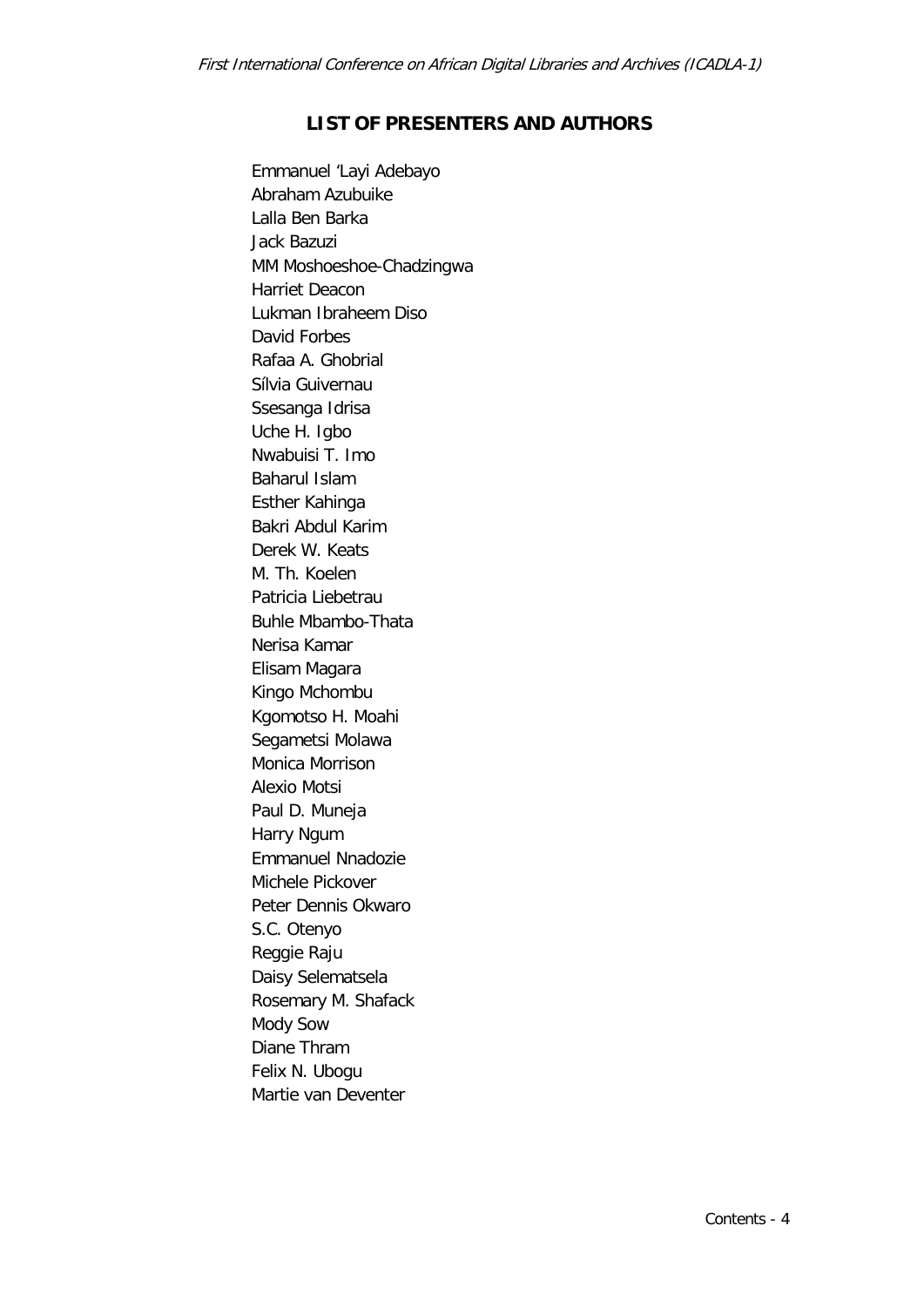## LIST OF PRESENTERS AND AUTHORS

Emmanuel 'Layi Adebayo
Abraham Azubuike
Lalla Ben Barka
Jack Bazuzi
MM Moshoeshoe-Chadzingwa
Harriet Deacon
Lukman Ibraheem Diso
David Forbes
Rafaa A. Ghobrial
Sílvia Guivernau
Ssesanga Idrisa
Uche H. Igbo
Nwabuisi T. Imo
Baharul Islam
Esther Kahinga
Bakri Abdul Karim
Derek W. Keats
M. Th. Koelen
Patricia Liebetrau
Buhle Mbambo-Thata
Nerisa Kamar
Elisam Magara
Kingo Mchombu
Kgomotso H. Moahi
Segametsi Molawa
Monica Morrison
Alexio Motsi
Paul D. Muneja
Harry Ngum
Emmanuel Nnadozie
Michele Pickover
Peter Dennis Okwaro
S.C. Otenyo
Reggie Raju
Daisy Selematsela
Rosemary M. Shafack
Mody Sow
Diane Thram
Felix N. Ubogu
Martie van Deventer